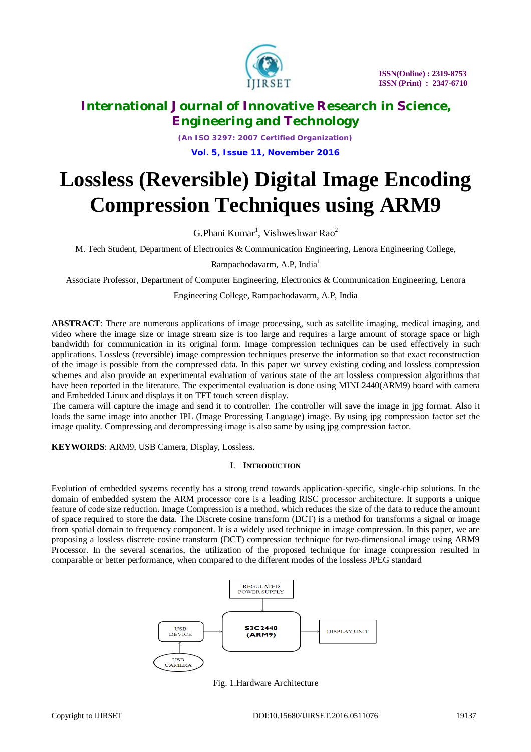# Lossless (Reversible) Digital Image Encoding Compression Techniques using ARM9

G.Phani Kumar[1], Vishweshwar Rao[2]

M. Tech Student, Department of Electronics & Communication Engineering, Lenora Engineering College, Rampachodavarm, A.P, India[1]

Associate Professor, Department of Computer Engineering, Electronics & Communication Engineering, Lenora Engineering College, Rampachodavarm, A.P, India

**ABSTRACT**: There are numerous applications of image processing, such as satellite imaging, medical imaging, and video where the image size or image stream size is too large and requires a large amount of storage space or high bandwidth for communication in its original form. Image compression techniques can be used effectively in such applications. Lossless (reversible) image compression techniques preserve the information so that exact reconstruction of the image is possible from the compressed data. In this paper we survey existing coding and lossless compression schemes and also provide an experimental evaluation of various state of the art lossless compression algorithms that have been reported in the literature. The experimental evaluation is done using MINI 2440(ARM9) board with camera and Embedded Linux and displays it on TFT touch screen display.
The camera will capture the image and send it to controller. The controller will save the image in jpg format. Also it loads the same image into another IPL (Image Processing Language) image. By using jpg compression factor set the image quality. Compressing and decompressing image is also same by using jpg compression factor.

**KEYWORDS**: ARM9, USB Camera, Display, Lossless.

## I. Introduction

Evolution of embedded systems recently has a strong trend towards application-specific, single-chip solutions. In the domain of embedded system the ARM processor core is a leading RISC processor architecture. It supports a unique feature of code size reduction. Image Compression is a method, which reduces the size of the data to reduce the amount of space required to store the data. The Discrete cosine transform (DCT) is a method for transforms a signal or image from spatial domain to frequency component. It is a widely used technique in image compression. In this paper, we are proposing a lossless discrete cosine transform (DCT) compression technique for two-dimensional image using ARM9 Processor. In the several scenarios, the utilization of the proposed technique for image compression resulted in comparable or better performance, when compared to the different modes of the lossless JPEG standard

REGULATED POWER SUPPLY

USB CAMERA → USB DEVICE → S3C2440 (ARM9) → DISPLAY UNIT

Fig. 1.Hardware Architecture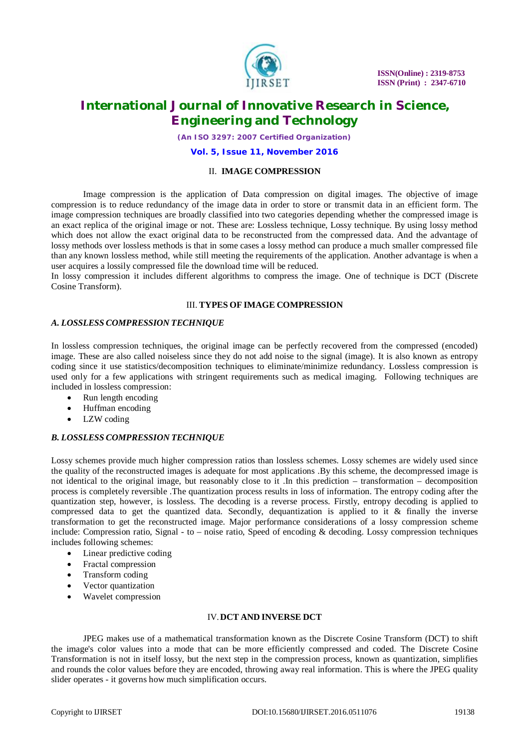## II. IMAGE COMPRESSION

Image compression is the application of Data compression on digital images. The objective of image compression is to reduce redundancy of the image data in order to store or transmit data in an efficient form. The image compression techniques are broadly classified into two categories depending whether the compressed image is an exact replica of the original image or not. These are: Lossless technique, Lossy technique. By using lossy method which does not allow the exact original data to be reconstructed from the compressed data. And the advantage of lossy methods over lossless methods is that in some cases a lossy method can produce a much smaller compressed file than any known lossless method, while still meeting the requirements of the application. Another advantage is when a user acquires a lossily compressed file the download time will be reduced.

In lossy compression it includes different algorithms to compress the image. One of technique is DCT (Discrete Cosine Transform).

## III. TYPES OF IMAGE COMPRESSION

### *A. LOSSLESS COMPRESSION TECHNIQUE*

In lossless compression techniques, the original image can be perfectly recovered from the compressed (encoded) image. These are also called noiseless since they do not add noise to the signal (image). It is also known as entropy coding since it use statistics/decomposition techniques to eliminate/minimize redundancy. Lossless compression is used only for a few applications with stringent requirements such as medical imaging. Following techniques are included in lossless compression:

- Run length encoding
- Huffman encoding
- LZW coding

### *B. LOSSLESS COMPRESSION TECHNIQUE*

Lossy schemes provide much higher compression ratios than lossless schemes. Lossy schemes are widely used since the quality of the reconstructed images is adequate for most applications .By this scheme, the decompressed image is not identical to the original image, but reasonably close to it .In this prediction – transformation – decomposition process is completely reversible .The quantization process results in loss of information. The entropy coding after the quantization step, however, is lossless. The decoding is a reverse process. Firstly, entropy decoding is applied to compressed data to get the quantized data. Secondly, dequantization is applied to it & finally the inverse transformation to get the reconstructed image. Major performance considerations of a lossy compression scheme include: Compression ratio, Signal - to – noise ratio, Speed of encoding & decoding. Lossy compression techniques includes following schemes:

- Linear predictive coding
- Fractal compression
- Transform coding
- Vector quantization
- Wavelet compression

## IV. DCT AND INVERSE DCT

JPEG makes use of a mathematical transformation known as the Discrete Cosine Transform (DCT) to shift the image's color values into a mode that can be more efficiently compressed and coded. The Discrete Cosine Transformation is not in itself lossy, but the next step in the compression process, known as quantization, simplifies and rounds the color values before they are encoded, throwing away real information. This is where the JPEG quality slider operates - it governs how much simplification occurs.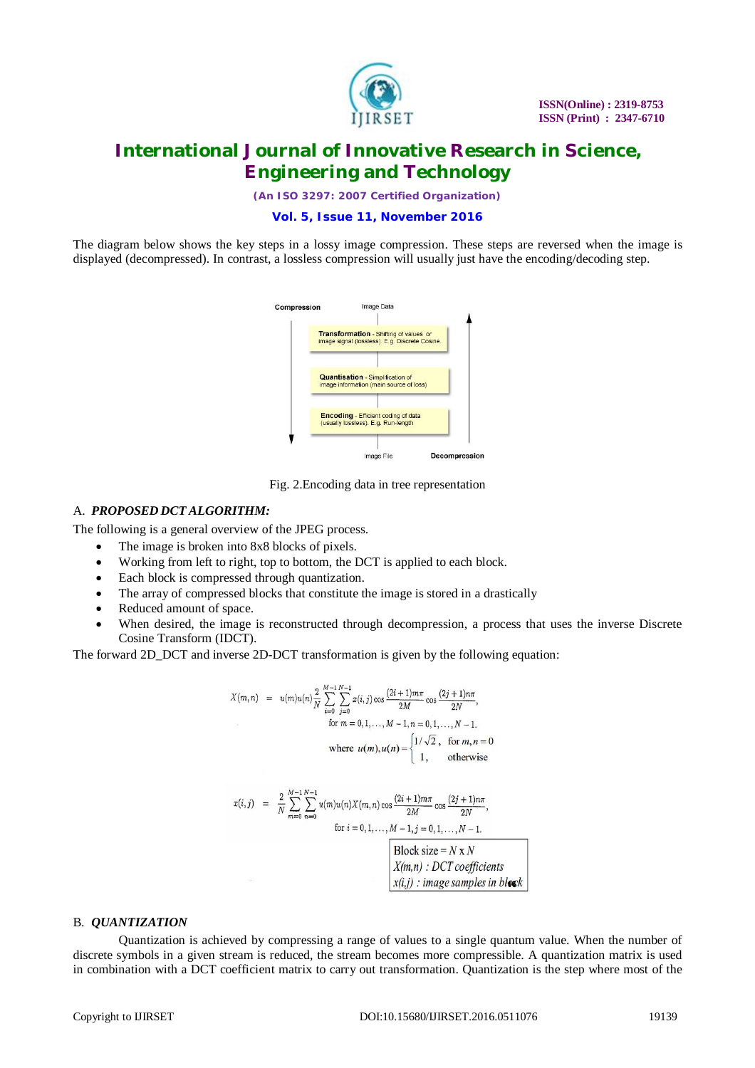The diagram below shows the key steps in a lossy image compression. These steps are reversed when the image is displayed (decompressed). In contrast, a lossless compression will usually just have the encoding/decoding step.

Compression — Image Data

**Transformation** - Shifting of values or image signal (lossless). E.g. Discrete Cosine.

**Quantisation** - Simplification of image information (main source of loss)

**Encoding** - Efficient coding of data (usually lossless). E.g. Run-length

Image File — Decompression

Fig. 2.Encoding data in tree representation

## A. *PROPOSED DCT ALGORITHM:*

The following is a general overview of the JPEG process.

- The image is broken into 8x8 blocks of pixels.
- Working from left to right, top to bottom, the DCT is applied to each block.
- Each block is compressed through quantization.
- The array of compressed blocks that constitute the image is stored in a drastically
- Reduced amount of space.
- When desired, the image is reconstructed through decompression, a process that uses the inverse Discrete Cosine Transform (IDCT).

The forward 2D_DCT and inverse 2D-DCT transformation is given by the following equation:

$$X(m,n) = u(m)u(n)\frac{2}{N}\sum_{i=0}^{M-1}\sum_{j=0}^{N-1} x(i,j)\cos\frac{(2i+1)m\pi}{2M}\cos\frac{(2j+1)n\pi}{2N},$$

$$\text{for } m = 0,1,\ldots,M-1, n = 0,1,\ldots,N-1.$$

$$\text{where } u(m),u(n) = \begin{cases} 1/\sqrt{2}, & \text{for } m,n = 0 \\ 1, & \text{otherwise} \end{cases}$$

$$x(i,j) = \frac{2}{N}\sum_{m=0}^{M-1}\sum_{n=0}^{N-1} u(m)u(n)X(m,n)\cos\frac{(2i+1)m\pi}{2M}\cos\frac{(2j+1)n\pi}{2N},$$

$$\text{for } i = 0,1,\ldots,M-1, j = 0,1,\ldots,N-1.$$

Block size = $N \times N$
$X(m,n)$ : DCT coefficients
$x(i,j)$ : image samples in block

## B. *QUANTIZATION*

Quantization is achieved by compressing a range of values to a single quantum value. When the number of discrete symbols in a given stream is reduced, the stream becomes more compressible. A quantization matrix is used in combination with a DCT coefficient matrix to carry out transformation. Quantization is the step where most of the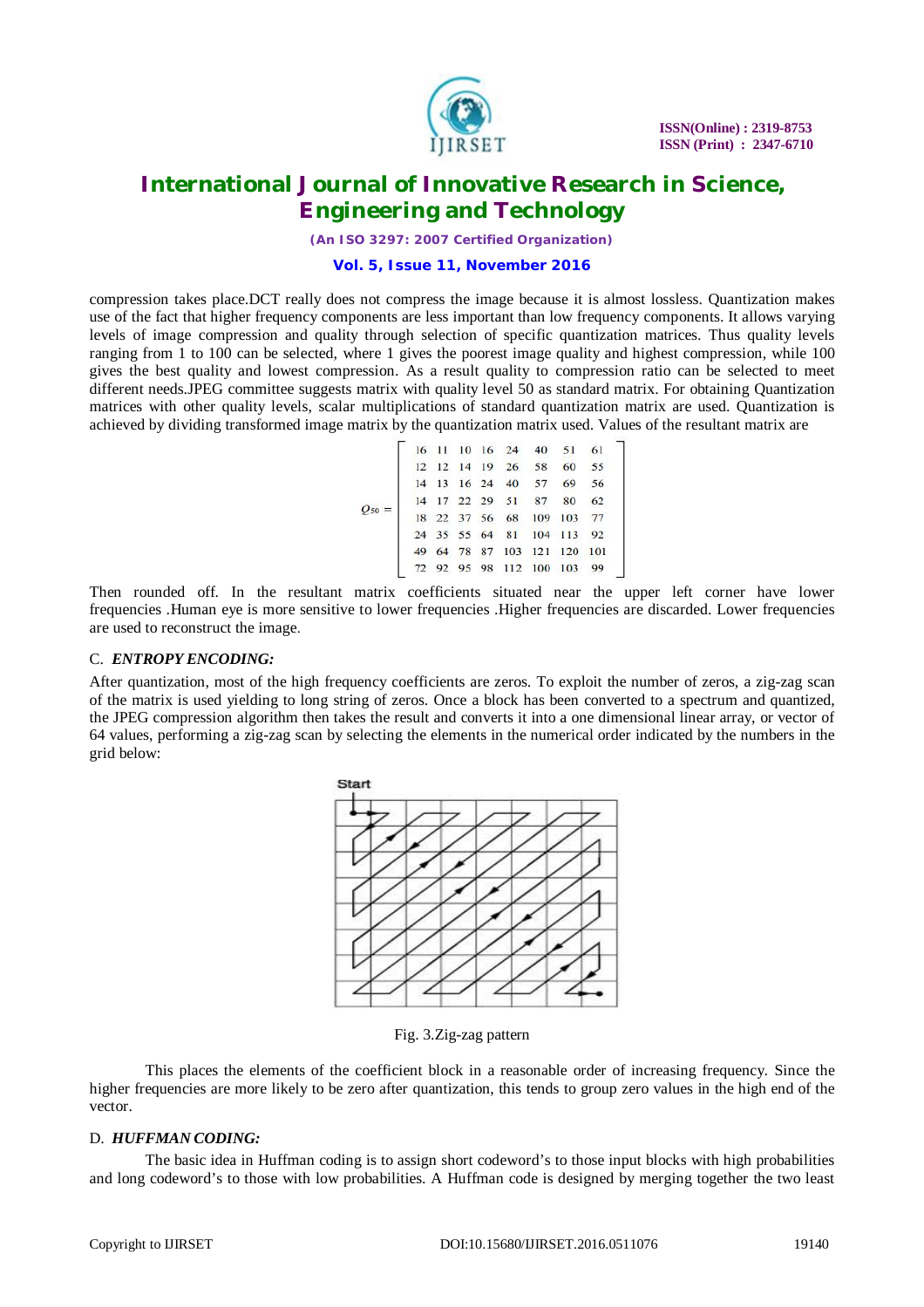compression takes place.DCT really does not compress the image because it is almost lossless. Quantization makes use of the fact that higher frequency components are less important than low frequency components. It allows varying levels of image compression and quality through selection of specific quantization matrices. Thus quality levels ranging from 1 to 100 can be selected, where 1 gives the poorest image quality and highest compression, while 100 gives the best quality and lowest compression. As a result quality to compression ratio can be selected to meet different needs.JPEG committee suggests matrix with quality level 50 as standard matrix. For obtaining Quantization matrices with other quality levels, scalar multiplications of standard quantization matrix are used. Quantization is achieved by dividing transformed image matrix by the quantization matrix used. Values of the resultant matrix are

$$Q_{50} = \begin{bmatrix} 16 & 11 & 10 & 16 & 24 & 40 & 51 & 61 \\ 12 & 12 & 14 & 19 & 26 & 58 & 60 & 55 \\ 14 & 13 & 16 & 24 & 40 & 57 & 69 & 56 \\ 14 & 17 & 22 & 29 & 51 & 87 & 80 & 62 \\ 18 & 22 & 37 & 56 & 68 & 109 & 103 & 77 \\ 24 & 35 & 55 & 64 & 81 & 104 & 113 & 92 \\ 49 & 64 & 78 & 87 & 103 & 121 & 120 & 101 \\ 72 & 92 & 95 & 98 & 112 & 100 & 103 & 99 \end{bmatrix}$$

Then rounded off. In the resultant matrix coefficients situated near the upper left corner have lower frequencies .Human eye is more sensitive to lower frequencies .Higher frequencies are discarded. Lower frequencies are used to reconstruct the image.

### C. *ENTROPY ENCODING:*

After quantization, most of the high frequency coefficients are zeros. To exploit the number of zeros, a zig-zag scan of the matrix is used yielding to long string of zeros. Once a block has been converted to a spectrum and quantized, the JPEG compression algorithm then takes the result and converts it into a one dimensional linear array, or vector of 64 values, performing a zig-zag scan by selecting the elements in the numerical order indicated by the numbers in the grid below:

Fig. 3.Zig-zag pattern

This places the elements of the coefficient block in a reasonable order of increasing frequency. Since the higher frequencies are more likely to be zero after quantization, this tends to group zero values in the high end of the vector.

### D. *HUFFMAN CODING:*

The basic idea in Huffman coding is to assign short codeword's to those input blocks with high probabilities and long codeword's to those with low probabilities. A Huffman code is designed by merging together the two least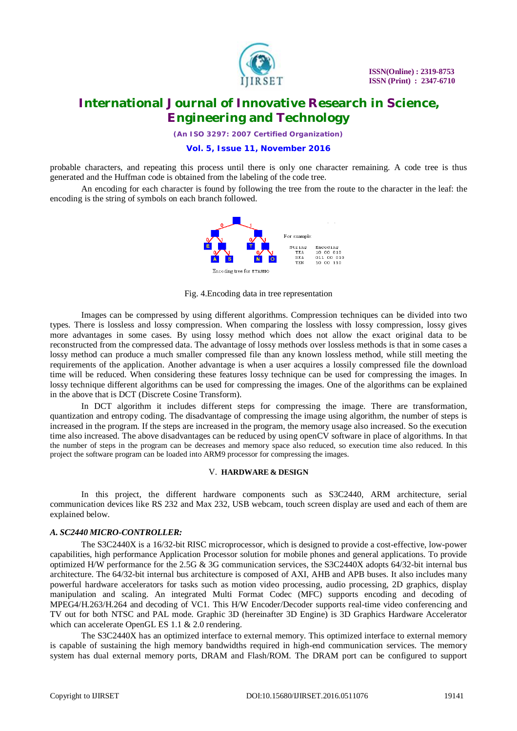probable characters, and repeating this process until there is only one character remaining. A code tree is thus generated and the Huffman code is obtained from the labeling of the code tree.

An encoding for each character is found by following the tree from the route to the character in the leaf: the encoding is the string of symbols on each branch followed.

Fig. 4.Encoding data in tree representation

Images can be compressed by using different algorithms. Compression techniques can be divided into two types. There is lossless and lossy compression. When comparing the lossless with lossy compression, lossy gives more advantages in some cases. By using lossy method which does not allow the exact original data to be reconstructed from the compressed data. The advantage of lossy methods over lossless methods is that in some cases a lossy method can produce a much smaller compressed file than any known lossless method, while still meeting the requirements of the application. Another advantage is when a user acquires a lossily compressed file the download time will be reduced. When considering these features lossy technique can be used for compressing the images. In lossy technique different algorithms can be used for compressing the images. One of the algorithms can be explained in the above that is DCT (Discrete Cosine Transform).

In DCT algorithm it includes different steps for compressing the image. There are transformation, quantization and entropy coding. The disadvantage of compressing the image using algorithm, the number of steps is increased in the program. If the steps are increased in the program, the memory usage also increased. So the execution time also increased. The above disadvantages can be reduced by using openCV software in place of algorithms. In that the number of steps in the program can be decreases and memory space also reduced, so execution time also reduced. In this project the software program can be loaded into ARM9 processor for compressing the images.

## V. HARDWARE & DESIGN

In this project, the different hardware components such as S3C2440, ARM architecture, serial communication devices like RS 232 and Max 232, USB webcam, touch screen display are used and each of them are explained below.

### *A. SC2440 MICRO-CONTROLLER:*

The S3C2440X is a 16/32-bit RISC microprocessor, which is designed to provide a cost-effective, low-power capabilities, high performance Application Processor solution for mobile phones and general applications. To provide optimized H/W performance for the 2.5G & 3G communication services, the S3C2440X adopts 64/32-bit internal bus architecture. The 64/32-bit internal bus architecture is composed of AXI, AHB and APB buses. It also includes many powerful hardware accelerators for tasks such as motion video processing, audio processing, 2D graphics, display manipulation and scaling. An integrated Multi Format Codec (MFC) supports encoding and decoding of MPEG4/H.263/H.264 and decoding of VC1. This H/W Encoder/Decoder supports real-time video conferencing and TV out for both NTSC and PAL mode. Graphic 3D (hereinafter 3D Engine) is 3D Graphics Hardware Accelerator which can accelerate OpenGL ES 1.1 & 2.0 rendering.

The S3C2440X has an optimized interface to external memory. This optimized interface to external memory is capable of sustaining the high memory bandwidths required in high-end communication services. The memory system has dual external memory ports, DRAM and Flash/ROM. The DRAM port can be configured to support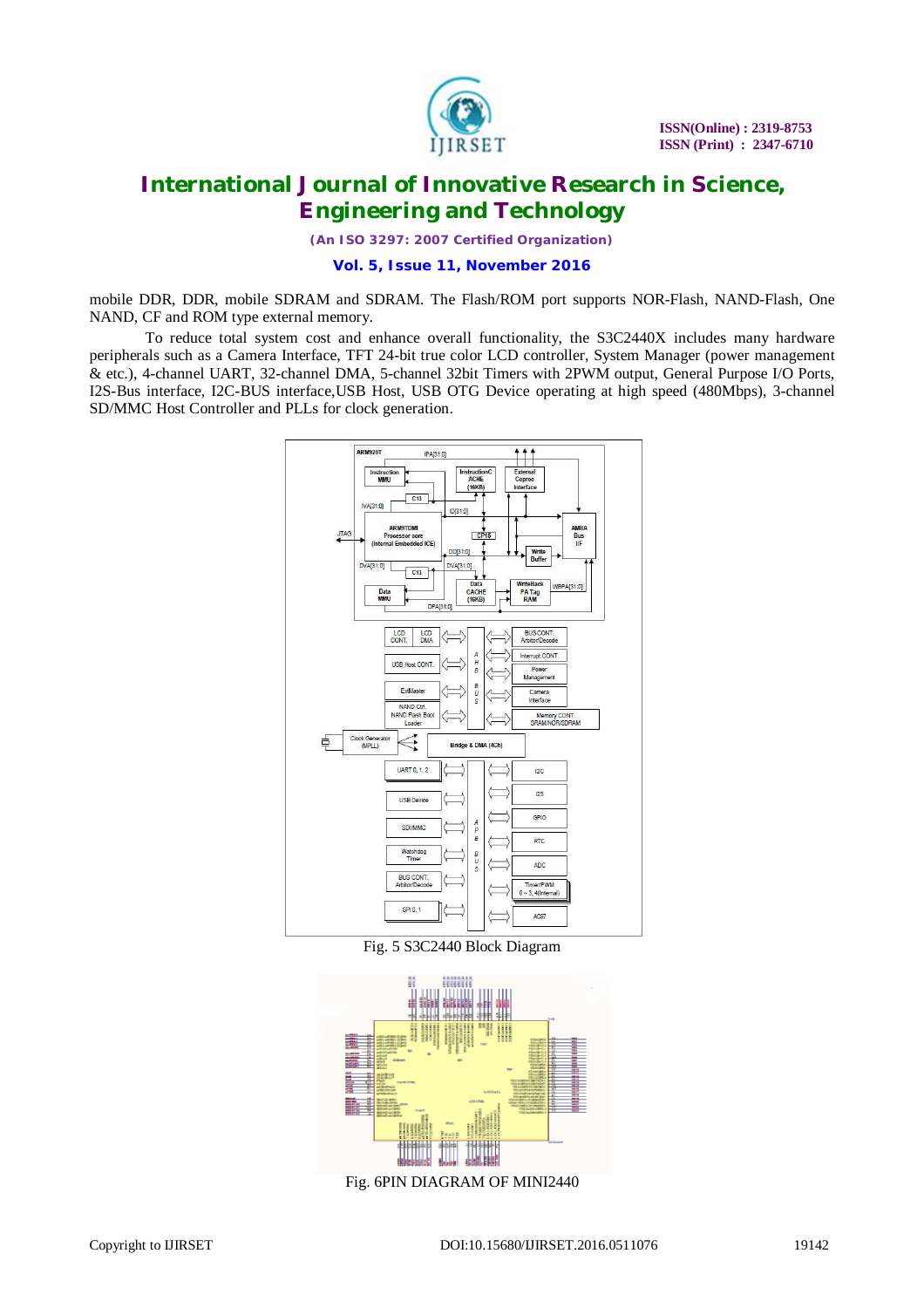mobile DDR, DDR, mobile SDRAM and SDRAM. The Flash/ROM port supports NOR-Flash, NAND-Flash, One NAND, CF and ROM type external memory.

To reduce total system cost and enhance overall functionality, the S3C2440X includes many hardware peripherals such as a Camera Interface, TFT 24-bit true color LCD controller, System Manager (power management & etc.), 4-channel UART, 32-channel DMA, 5-channel 32bit Timers with 2PWM output, General Purpose I/O Ports, I2S-Bus interface, I2C-BUS interface,USB Host, USB OTG Device operating at high speed (480Mbps), 3-channel SD/MMC Host Controller and PLLs for clock generation.

Fig. 5 S3C2440 Block Diagram

Fig. 6PIN DIAGRAM OF MINI2440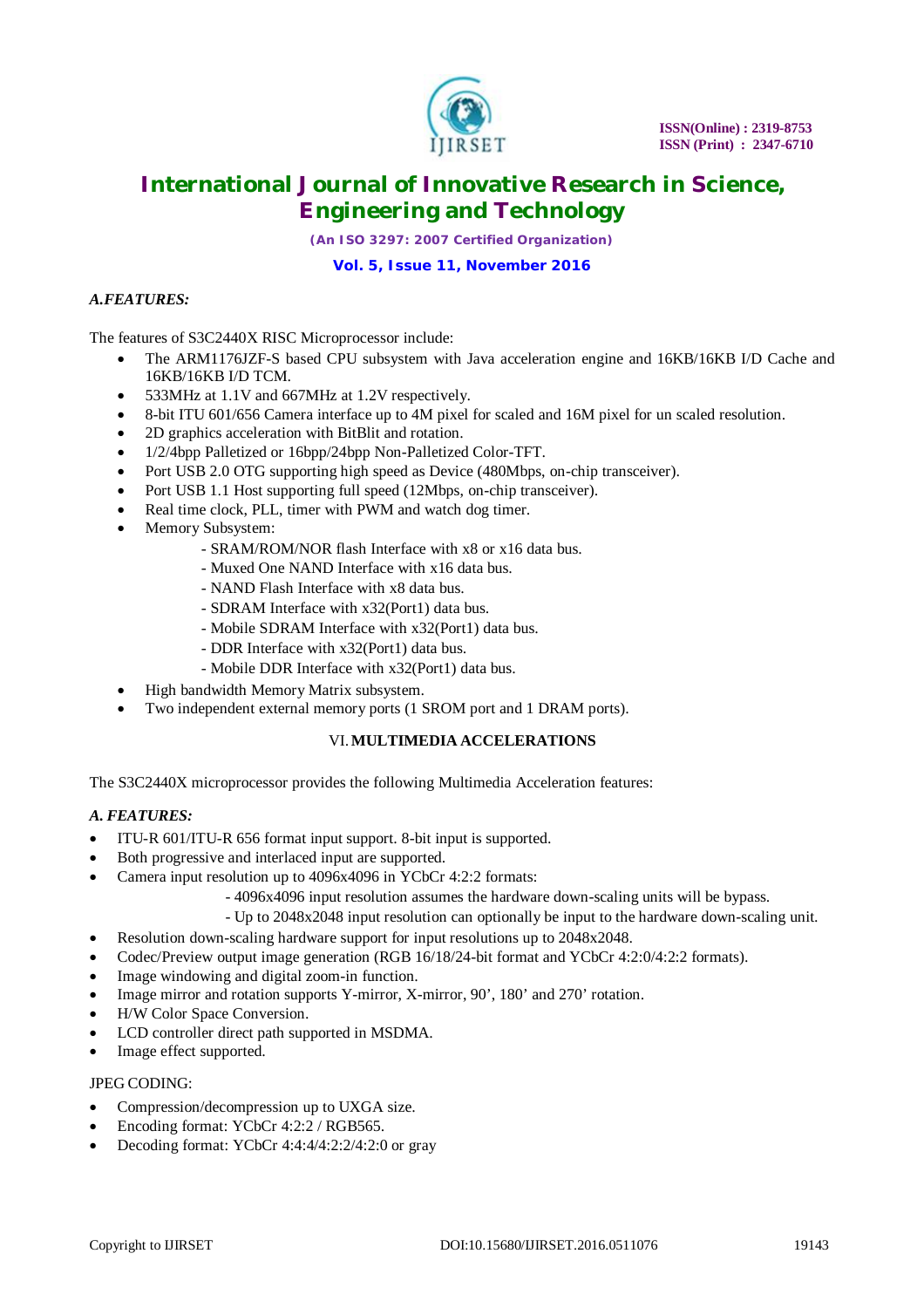### *A.FEATURES:*

The features of S3C2440X RISC Microprocessor include:

- The ARM1176JZF-S based CPU subsystem with Java acceleration engine and 16KB/16KB I/D Cache and 16KB/16KB I/D TCM.
- 533MHz at 1.1V and 667MHz at 1.2V respectively.
- 8-bit ITU 601/656 Camera interface up to 4M pixel for scaled and 16M pixel for un scaled resolution.
- 2D graphics acceleration with BitBlit and rotation.
- 1/2/4bpp Palletized or 16bpp/24bpp Non-Palletized Color-TFT.
- Port USB 2.0 OTG supporting high speed as Device (480Mbps, on-chip transceiver).
- Port USB 1.1 Host supporting full speed (12Mbps, on-chip transceiver).
- Real time clock, PLL, timer with PWM and watch dog timer.
- Memory Subsystem:
  - SRAM/ROM/NOR flash Interface with x8 or x16 data bus.
  - Muxed One NAND Interface with x16 data bus.
  - NAND Flash Interface with x8 data bus.
  - SDRAM Interface with x32(Port1) data bus.
  - Mobile SDRAM Interface with x32(Port1) data bus.
  - DDR Interface with x32(Port1) data bus.
  - Mobile DDR Interface with x32(Port1) data bus.
- High bandwidth Memory Matrix subsystem.
- Two independent external memory ports (1 SROM port and 1 DRAM ports).

## VI. MULTIMEDIA ACCELERATIONS

The S3C2440X microprocessor provides the following Multimedia Acceleration features:

### *A. FEATURES:*

- ITU-R 601/ITU-R 656 format input support. 8-bit input is supported.
- Both progressive and interlaced input are supported.
- Camera input resolution up to 4096x4096 in YCbCr 4:2:2 formats:
  - 4096x4096 input resolution assumes the hardware down-scaling units will be bypass.
  - Up to 2048x2048 input resolution can optionally be input to the hardware down-scaling unit.
- Resolution down-scaling hardware support for input resolutions up to 2048x2048.
- Codec/Preview output image generation (RGB 16/18/24-bit format and YCbCr 4:2:0/4:2:2 formats).
- Image windowing and digital zoom-in function.
- Image mirror and rotation supports Y-mirror, X-mirror, 90', 180' and 270' rotation.
- H/W Color Space Conversion.
- LCD controller direct path supported in MSDMA.
- Image effect supported.

JPEG CODING:

- Compression/decompression up to UXGA size.
- Encoding format: YCbCr 4:2:2 / RGB565.
- Decoding format: YCbCr 4:4:4/4:2:2/4:2:0 or gray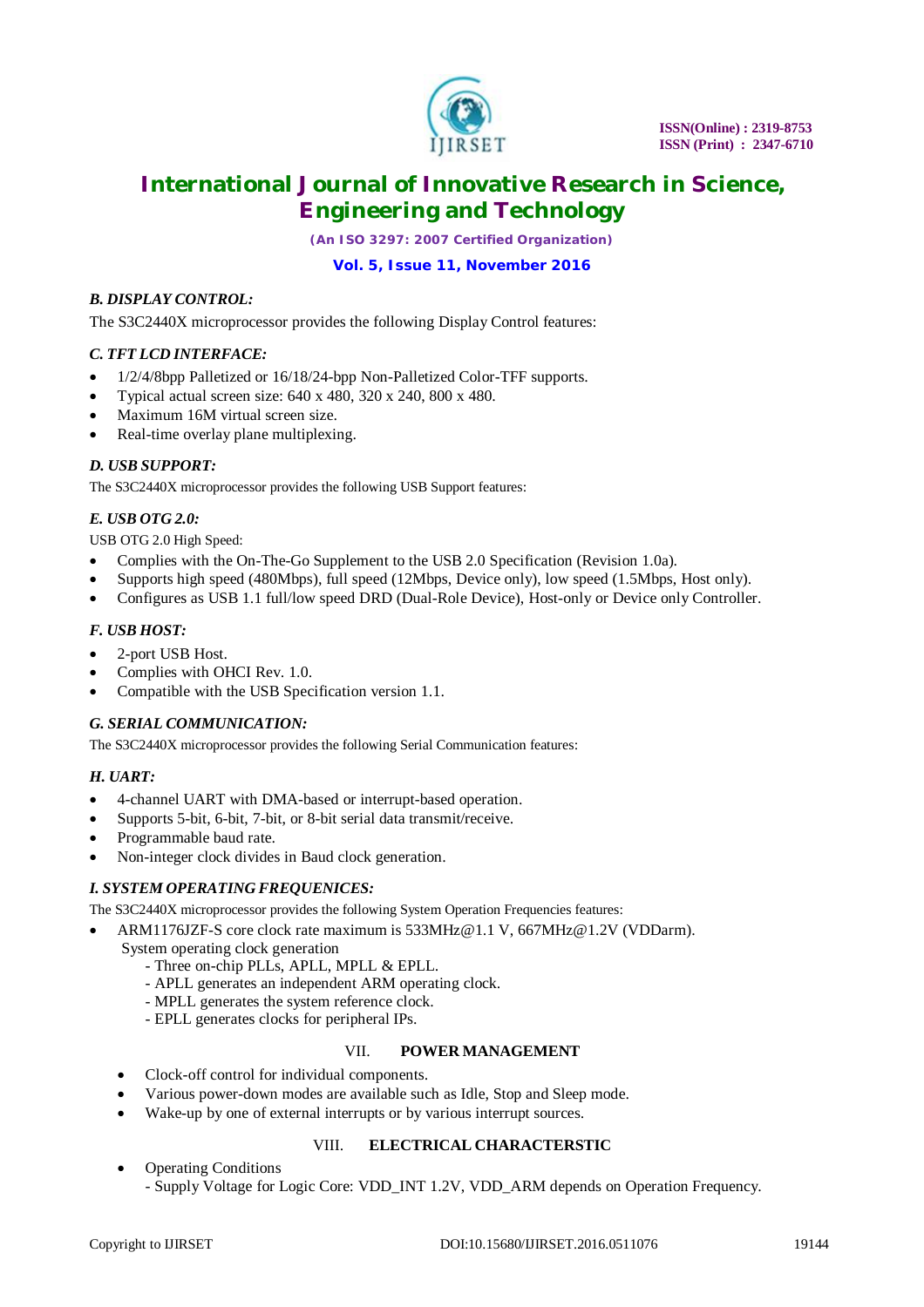### *B. DISPLAY CONTROL:*

The S3C2440X microprocessor provides the following Display Control features:

### *C. TFT LCD INTERFACE:*

- 1/2/4/8bpp Palletized or 16/18/24-bpp Non-Palletized Color-TFF supports.
- Typical actual screen size: 640 x 480, 320 x 240, 800 x 480.
- Maximum 16M virtual screen size.
- Real-time overlay plane multiplexing.

### *D. USB SUPPORT:*

The S3C2440X microprocessor provides the following USB Support features:

### *E. USB OTG 2.0:*

USB OTG 2.0 High Speed:

- Complies with the On-The-Go Supplement to the USB 2.0 Specification (Revision 1.0a).
- Supports high speed (480Mbps), full speed (12Mbps, Device only), low speed (1.5Mbps, Host only).
- Configures as USB 1.1 full/low speed DRD (Dual-Role Device), Host-only or Device only Controller.

### *F. USB HOST:*

- 2-port USB Host.
- Complies with OHCI Rev. 1.0.
- Compatible with the USB Specification version 1.1.

### *G. SERIAL COMMUNICATION:*

The S3C2440X microprocessor provides the following Serial Communication features:

### *H. UART:*

- 4-channel UART with DMA-based or interrupt-based operation.
- Supports 5-bit, 6-bit, 7-bit, or 8-bit serial data transmit/receive.
- Programmable baud rate.
- Non-integer clock divides in Baud clock generation.

### *I. SYSTEM OPERATING FREQUENICES:*

The S3C2440X microprocessor provides the following System Operation Frequencies features:

- ARM1176JZF-S core clock rate maximum is 533MHz@1.1 V, 667MHz@1.2V (VDDarm).
  System operating clock generation
  - Three on-chip PLLs, APLL, MPLL & EPLL.
  - APLL generates an independent ARM operating clock.
  - MPLL generates the system reference clock.
  - EPLL generates clocks for peripheral IPs.

## VII. POWER MANAGEMENT

- Clock-off control for individual components.
- Various power-down modes are available such as Idle, Stop and Sleep mode.
- Wake-up by one of external interrupts or by various interrupt sources.

## VIII. ELECTRICAL CHARACTERSTIC

- Operating Conditions
  - Supply Voltage for Logic Core: VDD_INT 1.2V, VDD_ARM depends on Operation Frequency.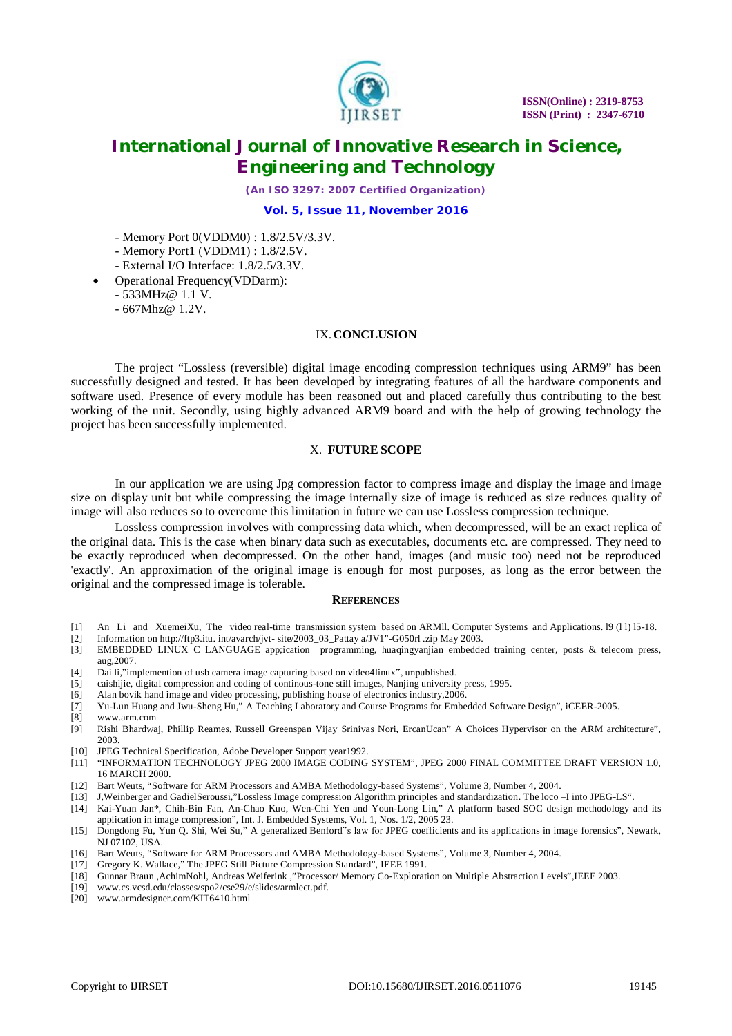- Memory Port 0(VDDM0) : 1.8/2.5V/3.3V.
- Memory Port1 (VDDM1) : 1.8/2.5V.
- External I/O Interface: 1.8/2.5/3.3V.

- Operational Frequency(VDDarm):
  - 533MHz@ 1.1 V.
  - 667Mhz@ 1.2V.

## IX. CONCLUSION

The project "Lossless (reversible) digital image encoding compression techniques using ARM9" has been successfully designed and tested. It has been developed by integrating features of all the hardware components and software used. Presence of every module has been reasoned out and placed carefully thus contributing to the best working of the unit. Secondly, using highly advanced ARM9 board and with the help of growing technology the project has been successfully implemented.

## X. FUTURE SCOPE

In our application we are using Jpg compression factor to compress image and display the image and image size on display unit but while compressing the image internally size of image is reduced as size reduces quality of image will also reduces so to overcome this limitation in future we can use Lossless compression technique.

Lossless compression involves with compressing data which, when decompressed, will be an exact replica of the original data. This is the case when binary data such as executables, documents etc. are compressed. They need to be exactly reproduced when decompressed. On the other hand, images (and music too) need not be reproduced 'exactly'. An approximation of the original image is enough for most purposes, as long as the error between the original and the compressed image is tolerable.

## REFERENCES

[1] An Li and XuemeiXu, The video real-time transmission system based on ARMll. Computer Systems and Applications. l9 (l l) l5-18.

[2] Information on http://ftp3.itu. int/avarch/jvt- site/2003_03_Pattay a/JV1"-G050rl .zip May 2003.

[3] EMBEDDED LINUX C LANGUAGE app;ication programming, huaqingyanjian embedded training center, posts & telecom press, aug,2007.

[4] Dai li,"implemention of usb camera image capturing based on video4linux", unpublished.

[5] caishijie, digital compression and coding of continous-tone still images, Nanjing university press, 1995.

[6] Alan bovik hand image and video processing, publishing house of electronics industry,2006.

[7] Yu-Lun Huang and Jwu-Sheng Hu," A Teaching Laboratory and Course Programs for Embedded Software Design", iCEER-2005.

[8] www.arm.com

[9] Rishi Bhardwaj, Phillip Reames, Russell Greenspan Vijay Srinivas Nori, ErcanUcan" A Choices Hypervisor on the ARM architecture", 2003.

[10] JPEG Technical Specification, Adobe Developer Support year1992.

[11] "INFORMATION TECHNOLOGY JPEG 2000 IMAGE CODING SYSTEM", JPEG 2000 FINAL COMMITTEE DRAFT VERSION 1.0, 16 MARCH 2000.

[12] Bart Weuts, "Software for ARM Processors and AMBA Methodology-based Systems", Volume 3, Number 4, 2004.

[13] J,Weinberger and GadielSeroussi,"Lossless Image compression Algorithm principles and standardization. The loco –I into JPEG-LS".

[14] Kai-Yuan Jan*, Chih-Bin Fan, An-Chao Kuo, Wen-Chi Yen and Youn-Long Lin," A platform based SOC design methodology and its application in image compression", Int. J. Embedded Systems, Vol. 1, Nos. 1/2, 2005 23.

[15] Dongdong Fu, Yun Q. Shi, Wei Su," A generalized Benford"s law for JPEG coefficients and its applications in image forensics", Newark, NJ 07102, USA.

[16] Bart Weuts, "Software for ARM Processors and AMBA Methodology-based Systems", Volume 3, Number 4, 2004.

[17] Gregory K. Wallace," The JPEG Still Picture Compression Standard", IEEE 1991.

[18] Gunnar Braun ,AchimNohl, Andreas Weiferink ,"Processor/ Memory Co-Exploration on Multiple Abstraction Levels",IEEE 2003.

[19] www.cs.vcsd.edu/classes/spo2/cse29/e/slides/armlect.pdf.

[20] www.armdesigner.com/KIT6410.html